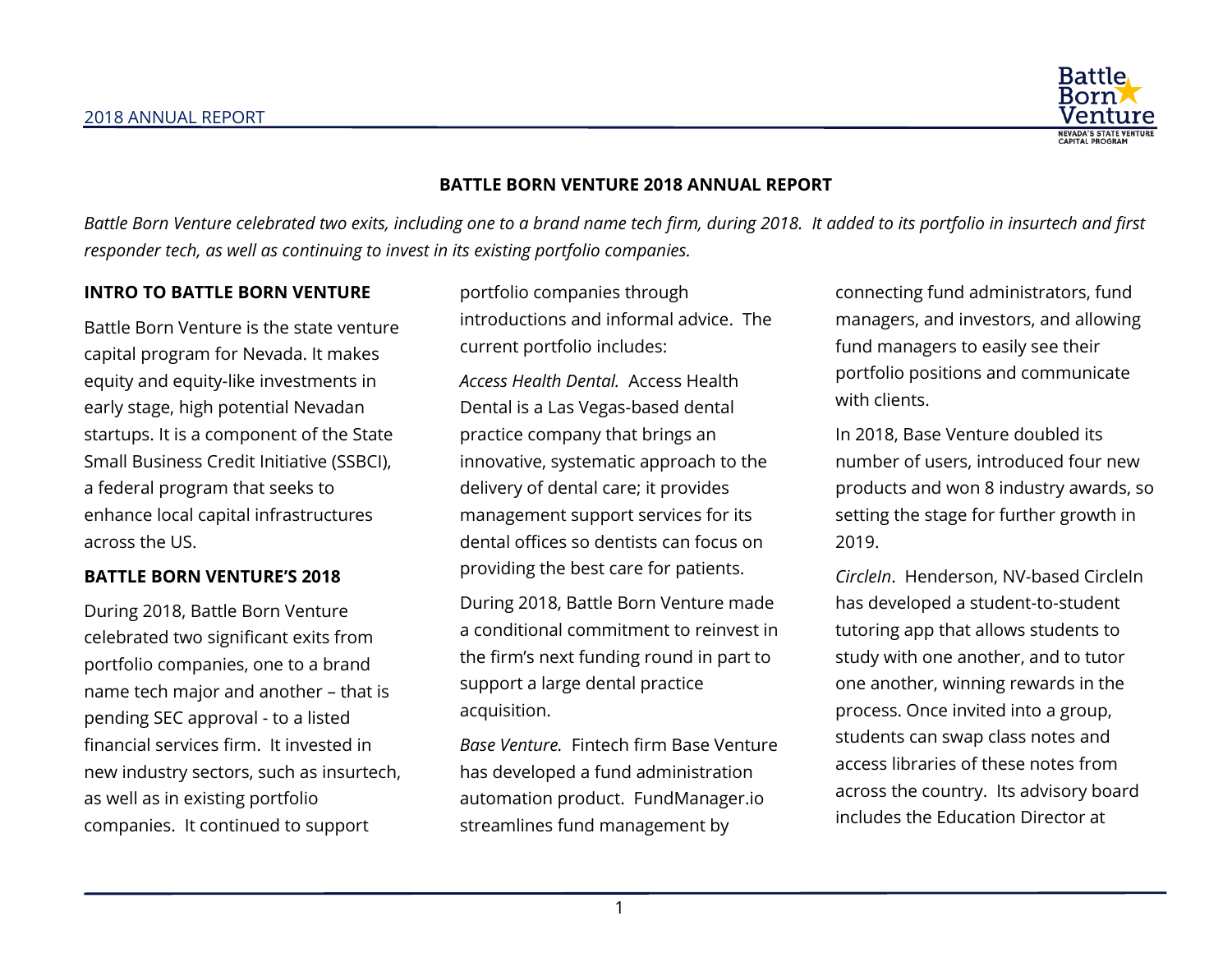# BATTLE BORN VENTURE 2018 ANNUAL REPORT

*Battle Born Venture celebrated two exits, including one to a brand name tech firm, during 2018. It added to its portfolio in insurtech and first responder tech, as well as continuing to invest in its existing portfolio companies.*

## INTRO TO BATTLE BORN VENTURE

Battle Born Venture is the state venture capital program for Nevada. It makes equity and equity-like investments in early stage, high potential Nevadan startups. It is a component of the State Small Business Credit Initiative (SSBCI), a federal program that seeks to enhance local capital infrastructures across the US.

## BATTLE BORN VENTURE'S 2018

During 2018, Battle Born Venture celebrated two significant exits from portfolio companies, one to a brand name tech major and another – that is pending SEC approval - to a listed financial services firm. It invested in new industry sectors, such as insurtech, as well as in existing portfolio companies. It continued to support portfolio companies through introductions and informal advice. The current portfolio includes:

*Access Health Dental.* Access Health Dental is a Las Vegas-based dental practice company that brings an innovative, systematic approach to the delivery of dental care; it provides management support services for its dental offices so dentists can focus on providing the best care for patients.

During 2018, Battle Born Venture made a conditional commitment to reinvest in the firm's next funding round in part to support a large dental practice acquisition.

*Base Venture.* Fintech firm Base Venture has developed a fund administration automation product. FundManager.io streamlines fund management by connecting fund administrators, fund managers, and investors, and allowing fund managers to easily see their portfolio positions and communicate with clients.

In 2018, Base Venture doubled its number of users, introduced four new products and won 8 industry awards, so setting the stage for further growth in 2019.

*CircleIn*. Henderson, NV-based CircleIn has developed a student-to-student tutoring app that allows students to study with one another, and to tutor one another, winning rewards in the process. Once invited into a group, students can swap class notes and access libraries of these notes from across the country. Its advisory board includes the Education Director at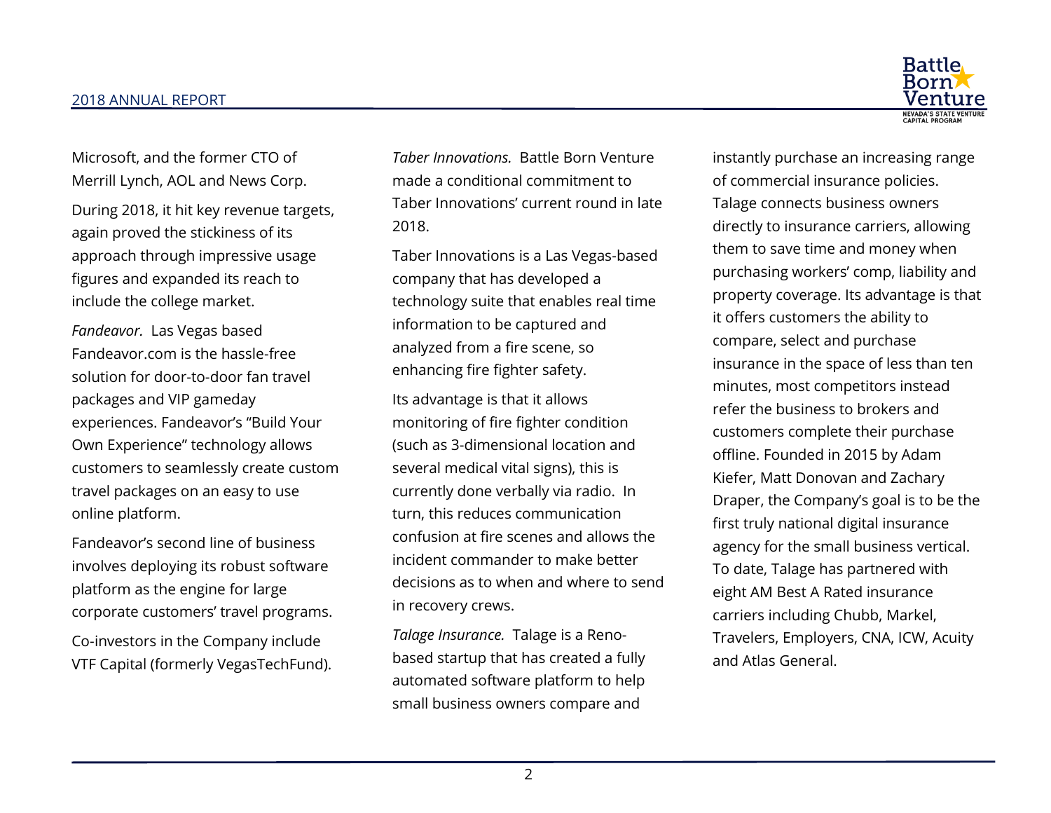Microsoft, and the former CTO of Merrill Lynch, AOL and News Corp.

During 2018, it hit key revenue targets, again proved the stickiness of its approach through impressive usage figures and expanded its reach to include the college market.

*Fandeavor.* Las Vegas based Fandeavor.com is the hassle-free solution for door-to-door fan travel packages and VIP gameday experiences. Fandeavor's "Build Your Own Experience" technology allows customers to seamlessly create custom travel packages on an easy to use online platform.

Fandeavor's second line of business involves deploying its robust software platform as the engine for large corporate customers' travel programs.

Co-investors in the Company include VTF Capital (formerly VegasTechFund).

*Taber Innovations.* Battle Born Venture made a conditional commitment to Taber Innovations' current round in late 2018.

Taber Innovations is a Las Vegas-based company that has developed a technology suite that enables real time information to be captured and analyzed from a fire scene, so enhancing fire fighter safety.

Its advantage is that it allows monitoring of fire fighter condition (such as 3-dimensional location and several medical vital signs), this is currently done verbally via radio. In turn, this reduces communication confusion at fire scenes and allows the incident commander to make better decisions as to when and where to send in recovery crews.

*Talage Insurance.* Talage is a Reno-based startup that has created a fully automated software platform to help small business owners compare and instantly purchase an increasing range of commercial insurance policies. Talage connects business owners directly to insurance carriers, allowing them to save time and money when purchasing workers' comp, liability and property coverage. Its advantage is that it offers customers the ability to compare, select and purchase insurance in the space of less than ten minutes, most competitors instead refer the business to brokers and customers complete their purchase offline. Founded in 2015 by Adam Kiefer, Matt Donovan and Zachary Draper, the Company's goal is to be the first truly national digital insurance agency for the small business vertical. To date, Talage has partnered with eight AM Best A Rated insurance carriers including Chubb, Markel, Travelers, Employers, CNA, ICW, Acuity and Atlas General.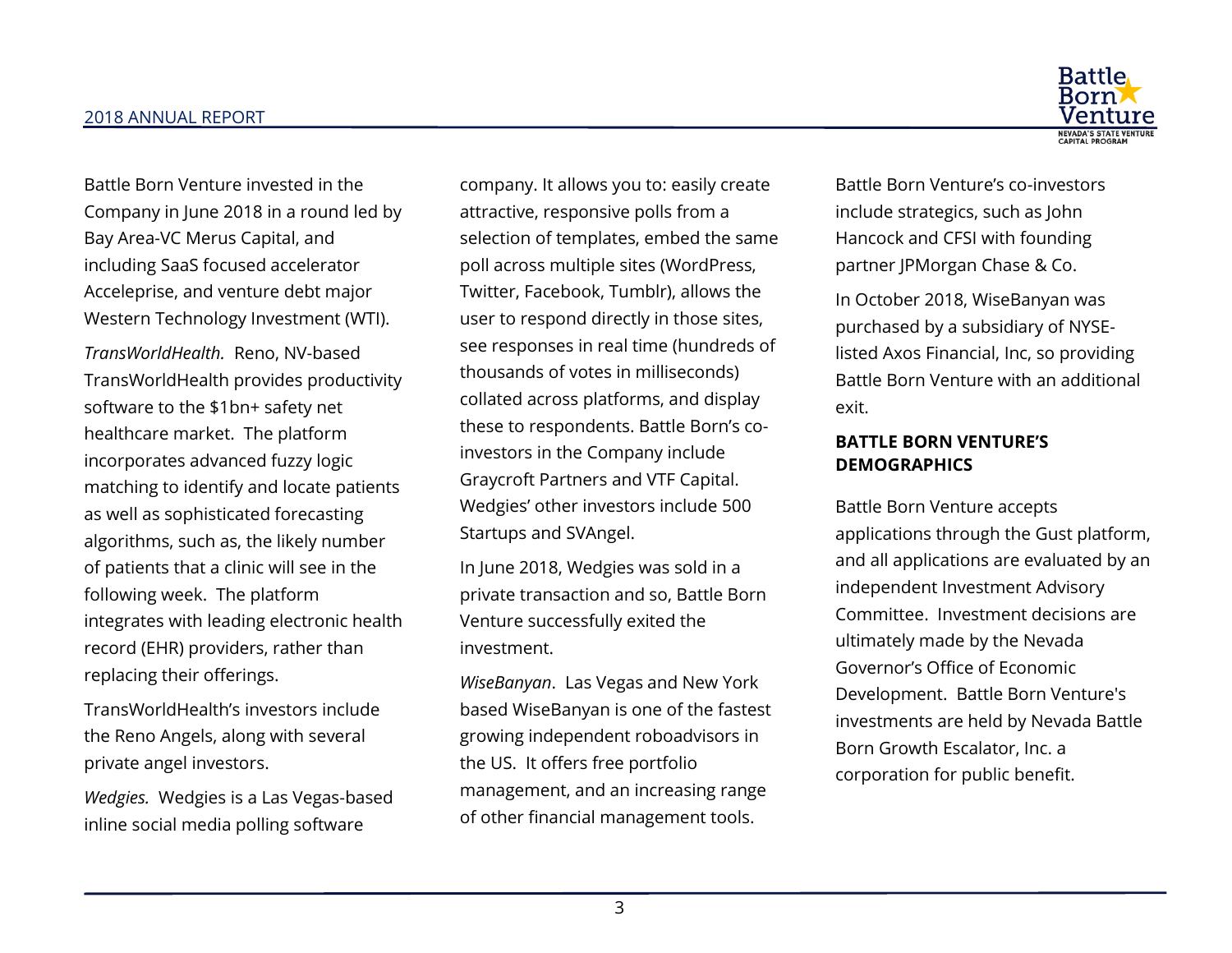Battle Born Venture invested in the Company in June 2018 in a round led by Bay Area-VC Merus Capital, and including SaaS focused accelerator Acceleprise, and venture debt major Western Technology Investment (WTI).

*TransWorldHealth.* Reno, NV-based TransWorldHealth provides productivity software to the $1bn+ safety net healthcare market. The platform incorporates advanced fuzzy logic matching to identify and locate patients as well as sophisticated forecasting algorithms, such as, the likely number of patients that a clinic will see in the following week. The platform integrates with leading electronic health record (EHR) providers, rather than replacing their offerings.

TransWorldHealth's investors include the Reno Angels, along with several private angel investors.

*Wedgies.* Wedgies is a Las Vegas-based inline social media polling software company. It allows you to: easily create attractive, responsive polls from a selection of templates, embed the same poll across multiple sites (WordPress, Twitter, Facebook, Tumblr), allows the user to respond directly in those sites, see responses in real time (hundreds of thousands of votes in milliseconds) collated across platforms, and display these to respondents. Battle Born's co-investors in the Company include Graycroft Partners and VTF Capital. Wedgies' other investors include 500 Startups and SVAngel.

In June 2018, Wedgies was sold in a private transaction and so, Battle Born Venture successfully exited the investment.

*WiseBanyan*. Las Vegas and New York based WiseBanyan is one of the fastest growing independent roboadvisors in the US. It offers free portfolio management, and an increasing range of other financial management tools. Battle Born Venture's co-investors include strategics, such as John Hancock and CFSI with founding partner JPMorgan Chase & Co.

In October 2018, WiseBanyan was purchased by a subsidiary of NYSE-listed Axos Financial, Inc, so providing Battle Born Venture with an additional exit.

**BATTLE BORN VENTURE'S DEMOGRAPHICS**

Battle Born Venture accepts applications through the Gust platform, and all applications are evaluated by an independent Investment Advisory Committee. Investment decisions are ultimately made by the Nevada Governor's Office of Economic Development. Battle Born Venture's investments are held by Nevada Battle Born Growth Escalator, Inc. a corporation for public benefit.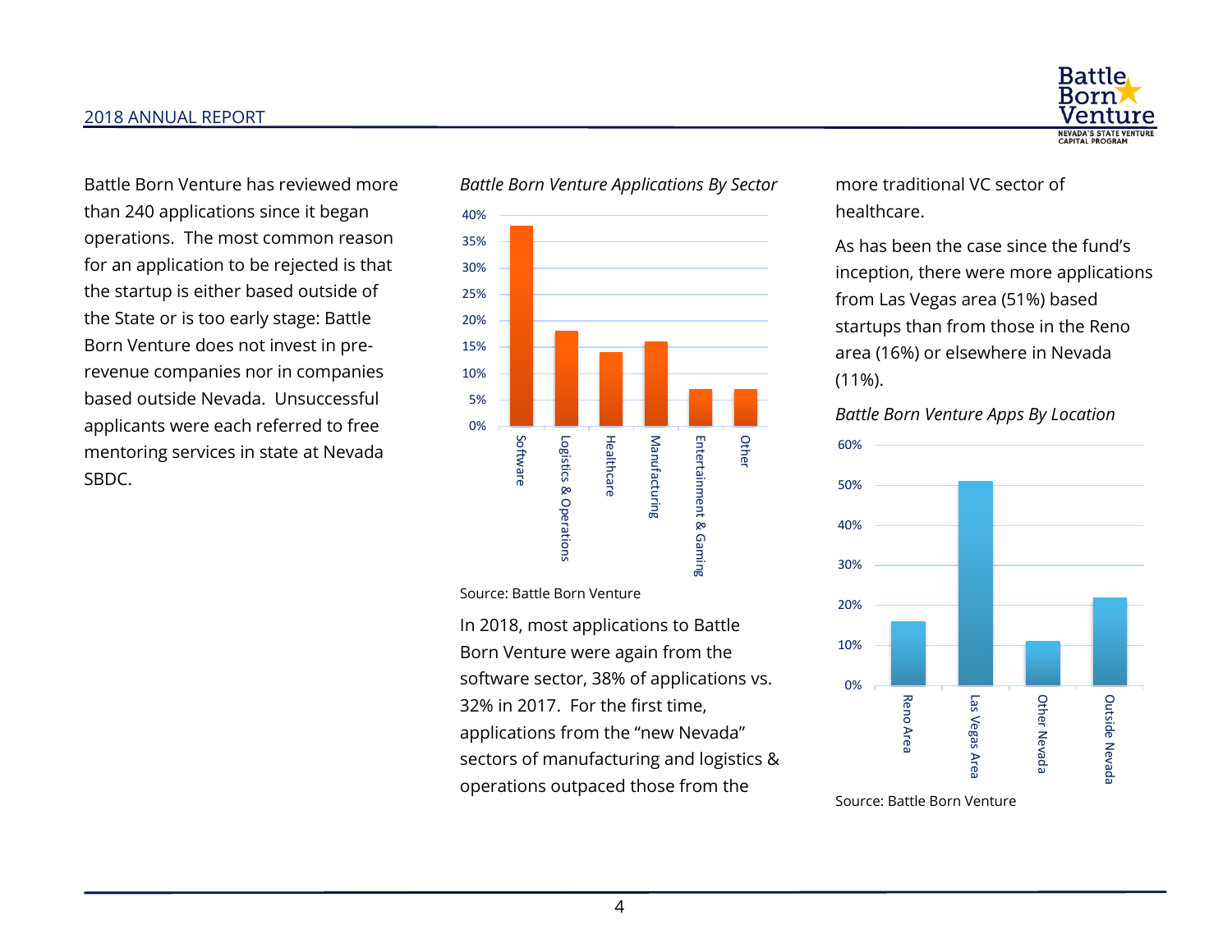Battle Born Venture has reviewed more than 240 applications since it began operations. The most common reason for an application to be rejected is that the startup is either based outside of the State or is too early stage: Battle Born Venture does not invest in pre-revenue companies nor in companies based outside Nevada. Unsuccessful applicants were each referred to free mentoring services in state at Nevada SBDC.

*Battle Born Venture Applications By Sector*

| Sector | Share of applications |
|---|---|
| Software | 38% |
| Logistics & Operations | 18% |
| Healthcare | 14% |
| Manufacturing | 16% |
| Entertainment & Gaming | 7% |
| Other | 7% |

Source: Battle Born Venture

In 2018, most applications to Battle Born Venture were again from the software sector, 38% of applications vs. 32% in 2017. For the first time, applications from the "new Nevada" sectors of manufacturing and logistics & operations outpaced those from the more traditional VC sector of healthcare.

As has been the case since the fund's inception, there were more applications from Las Vegas area (51%) based startups than from those in the Reno area (16%) or elsewhere in Nevada (11%).

*Battle Born Venture Apps By Location*

| Location | Share of applications |
|---|---|
| Reno Area | 16% |
| Las Vegas Area | 51% |
| Other Nevada | 11% |
| Outside Nevada | 22% |

Source: Battle Born Venture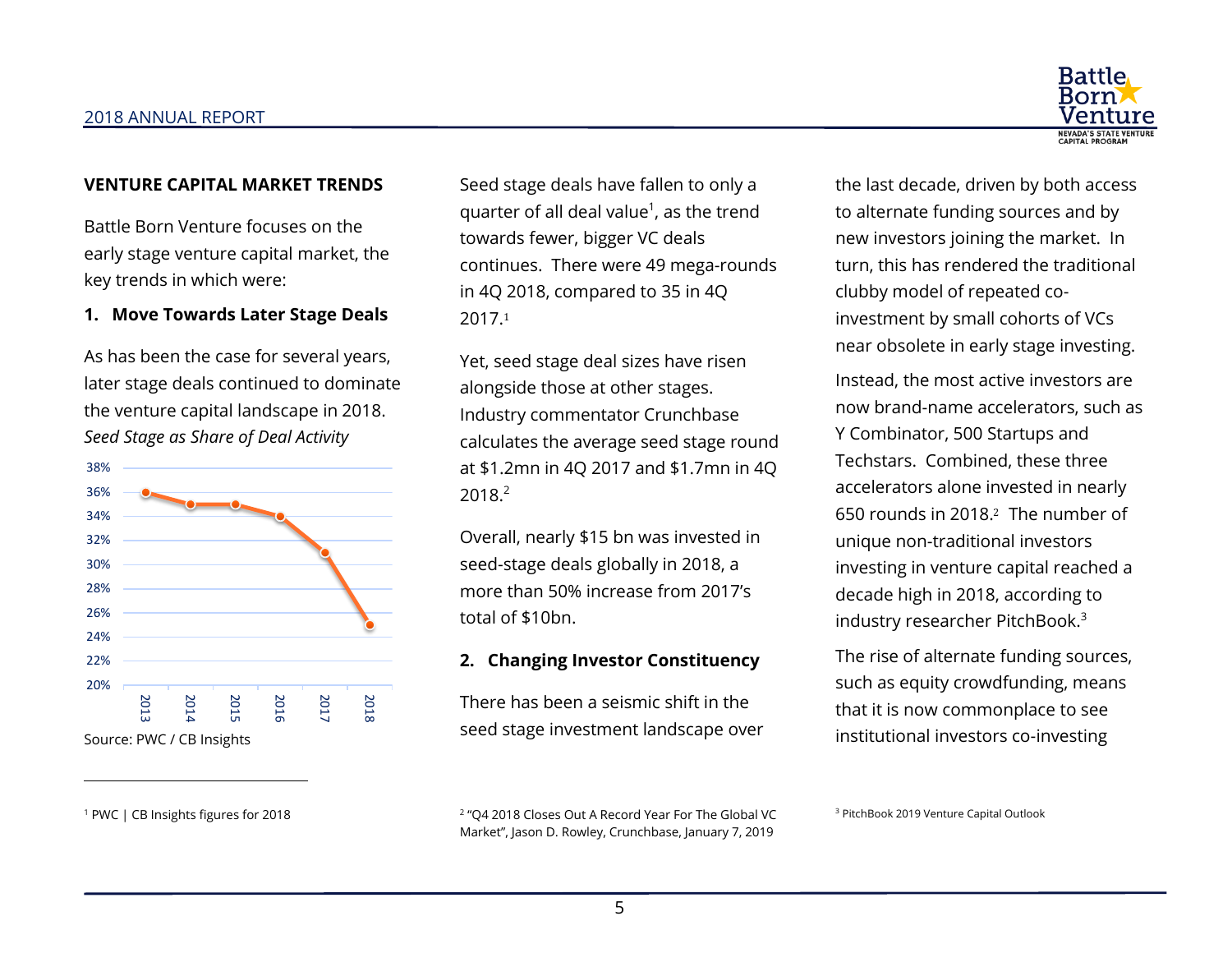## VENTURE CAPITAL MARKET TRENDS

Battle Born Venture focuses on the early stage venture capital market, the key trends in which were:

### 1. Move Towards Later Stage Deals

As has been the case for several years, later stage deals continued to dominate the venture capital landscape in 2018.

*Seed Stage as Share of Deal Activity*

| Year | Share |
|---|---|
| 2013 | 36% |
| 2014 | 35% |
| 2015 | 35% |
| 2016 | 34% |
| 2017 | 31% |
| 2018 | 25% |

Source: PWC / CB Insights

Seed stage deals have fallen to only a quarter of all deal value[1], as the trend towards fewer, bigger VC deals continues. There were 49 mega-rounds in 4Q 2018, compared to 35 in 4Q 2017.[1]

Yet, seed stage deal sizes have risen alongside those at other stages. Industry commentator Crunchbase calculates the average seed stage round at $1.2mn in 4Q 2017 and $1.7mn in 4Q 2018.[2]

Overall, nearly $15 bn was invested in seed-stage deals globally in 2018, a more than 50% increase from 2017's total of $10bn.

### 2. Changing Investor Constituency

There has been a seismic shift in the seed stage investment landscape over the last decade, driven by both access to alternate funding sources and by new investors joining the market. In turn, this has rendered the traditional clubby model of repeated co-investment by small cohorts of VCs near obsolete in early stage investing.

Instead, the most active investors are now brand-name accelerators, such as Y Combinator, 500 Startups and Techstars. Combined, these three accelerators alone invested in nearly 650 rounds in 2018.[2] The number of unique non-traditional investors investing in venture capital reached a decade high in 2018, according to industry researcher PitchBook.[3]

The rise of alternate funding sources, such as equity crowdfunding, means that it is now commonplace to see institutional investors co-investing

---

[1] PWC | CB Insights figures for 2018

[2] "Q4 2018 Closes Out A Record Year For The Global VC Market", Jason D. Rowley, Crunchbase, January 7, 2019

[3] PitchBook 2019 Venture Capital Outlook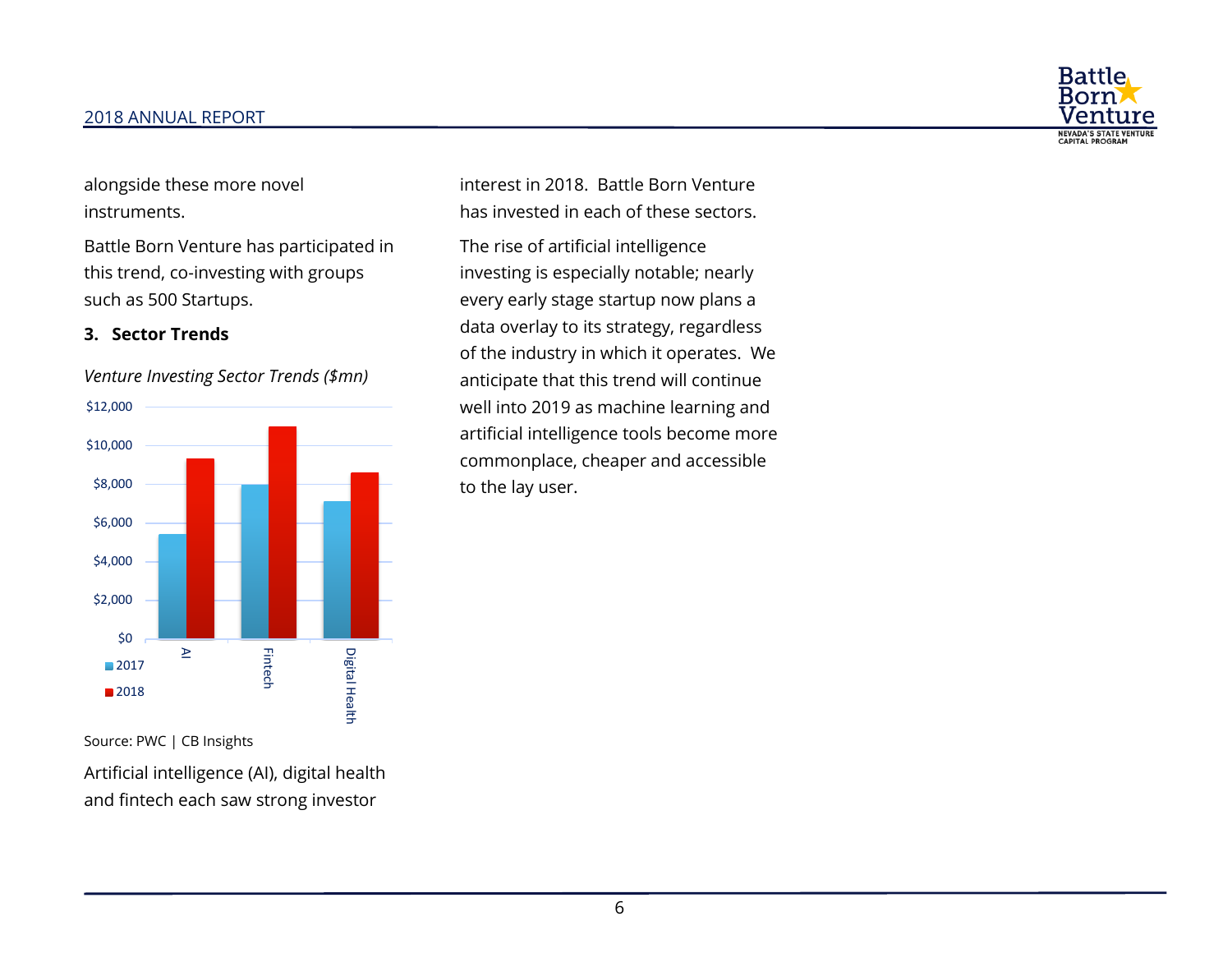alongside these more novel instruments.

Battle Born Venture has participated in this trend, co-investing with groups such as 500 Startups.

### 3. Sector Trends

*Venture Investing Sector Trends ($mn)*

$12,000
$10,000
$8,000
$6,000
$4,000
$2,000
$0

AI
Fintech
Digital Health

2017
2018

Source: PWC | CB Insights

Artificial intelligence (AI), digital health and fintech each saw strong investor interest in 2018. Battle Born Venture has invested in each of these sectors.

The rise of artificial intelligence investing is especially notable; nearly every early stage startup now plans a data overlay to its strategy, regardless of the industry in which it operates. We anticipate that this trend will continue well into 2019 as machine learning and artificial intelligence tools become more commonplace, cheaper and accessible to the lay user.